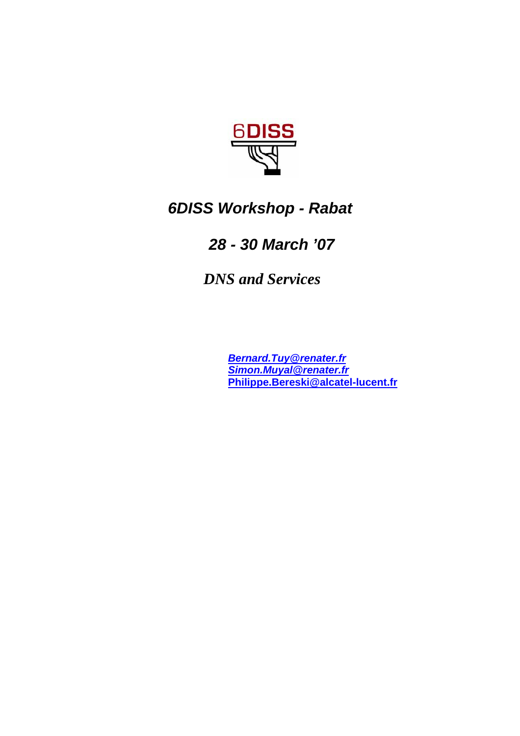# *6DISS Workshop - Rabat*

## *28 - 30 March '07*

## *DNS and Services*

*Bernard.Tuy@renater.fr*
*Simon.Muyal@renater.fr*
**Philippe.Bereski@alcatel-lucent.fr**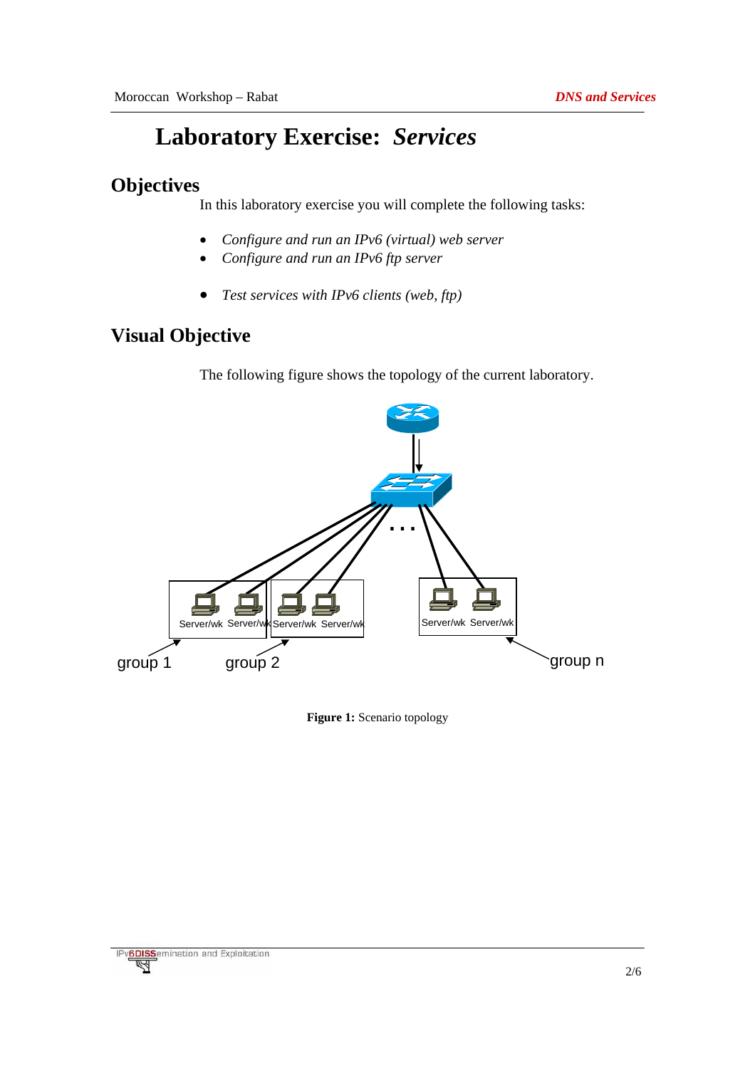# Laboratory Exercise: *Services*

## Objectives

In this laboratory exercise you will complete the following tasks:

- *Configure and run an IPv6 (virtual) web server*
- *Configure and run an IPv6 ftp server*

- *Test services with IPv6 clients (web, ftp)*

## Visual Objective

The following figure shows the topology of the current laboratory.

**Figure 1:** Scenario topology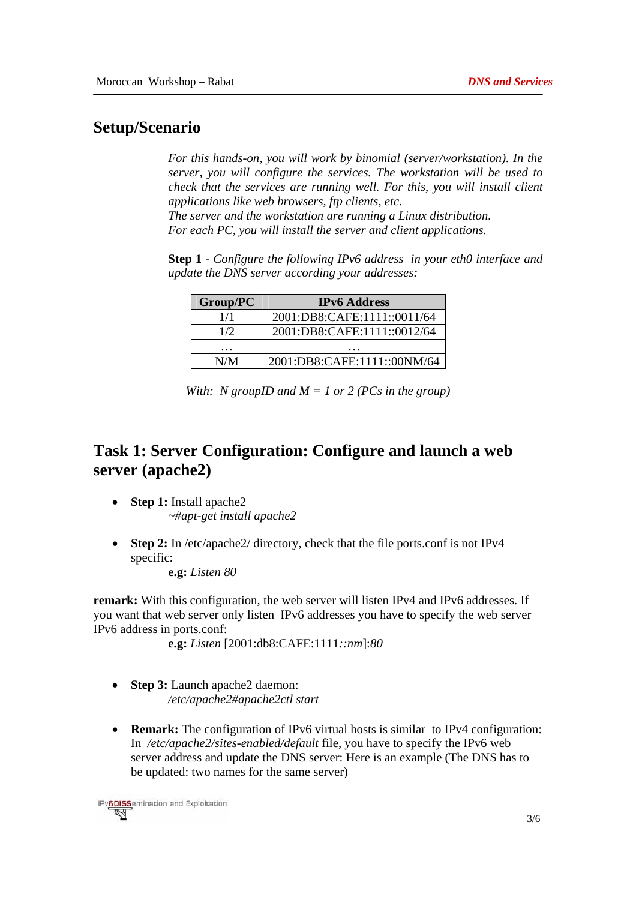## Setup/Scenario

*For this hands-on, you will work by binomial (server/workstation). In the server, you will configure the services. The workstation will be used to check that the services are running well. For this, you will install client applications like web browsers, ftp clients, etc.*
*The server and the workstation are running a Linux distribution.*
*For each PC, you will install the server and client applications.*

**Step 1** - *Configure the following IPv6 address in your eth0 interface and update the DNS server according your addresses:*

| Group/PC | IPv6 Address |
| --- | --- |
| 1/1 | 2001:DB8:CAFE:1111::0011/64 |
| 1/2 | 2001:DB8:CAFE:1111::0012/64 |
| … | … |
| N/M | 2001:DB8:CAFE:1111::00NM/64 |

*With: N groupID and M = 1 or 2 (PCs in the group)*

## Task 1: Server Configuration: Configure and launch a web server (apache2)

- **Step 1:** Install apache2
  *~#apt-get install apache2*

- **Step 2:** In /etc/apache2/ directory, check that the file ports.conf is not IPv4 specific:
  **e.g:** *Listen 80*

**remark:** With this configuration, the web server will listen IPv4 and IPv6 addresses. If you want that web server only listen IPv6 addresses you have to specify the web server IPv6 address in ports.conf:
**e.g:** *Listen* [2001:db8:CAFE:1111*::nm*]*:80*

- **Step 3:** Launch apache2 daemon:
  */etc/apache2#apache2ctl start*

- **Remark:** The configuration of IPv6 virtual hosts is similar to IPv4 configuration: In */etc/apache2/sites-enabled/default* file, you have to specify the IPv6 web server address and update the DNS server: Here is an example (The DNS has to be updated: two names for the same server)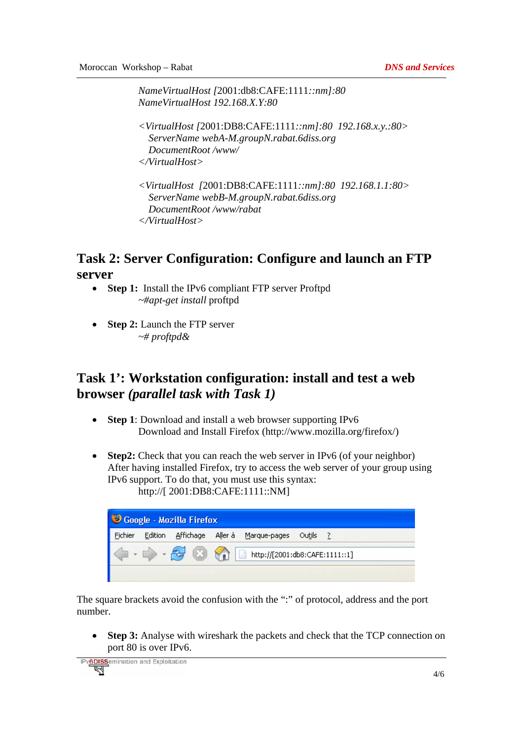*NameVirtualHost* [2001:db8:CAFE:1111*::nm]:80*
*NameVirtualHost 192.168.X.Y:80*

```
<VirtualHost [2001:DB8:CAFE:1111::nm]:80  192.168.x.y.:80>
   ServerName webA-M.groupN.rabat.6diss.org
   DocumentRoot /www/
</VirtualHost>

<VirtualHost  [2001:DB8:CAFE:1111::nm]:80  192.168.1.1:80>
   ServerName webB-M.groupN.rabat.6diss.org
   DocumentRoot /www/rabat
</VirtualHost>
```

## Task 2: Server Configuration: Configure and launch an FTP server

- **Step 1:** Install the IPv6 compliant FTP server Proftpd
  ~#*apt-get install* proftpd

- **Step 2:** Launch the FTP server
  *~# proftpd&*

## Task 1': Workstation configuration: install and test a web browser *(parallel task with Task 1)*

- **Step 1**: Download and install a web browser supporting IPv6
  Download and Install Firefox (http://www.mozilla.org/firefox/)

- **Step2:** Check that you can reach the web server in IPv6 (of your neighbor)
  After having installed Firefox, try to access the web server of your group using IPv6 support. To do that, you must use this syntax:
  http://[ 2001:DB8:CAFE:1111::NM]

Google - Mozilla Firefox
Fichier Edition Affichage Aller à Marque-pages Outils ?
http://[2001:db8:CAFE:1111::1]

The square brackets avoid the confusion with the ":" of protocol, address and the port number.

- **Step 3:** Analyse with wireshark the packets and check that the TCP connection on port 80 is over IPv6.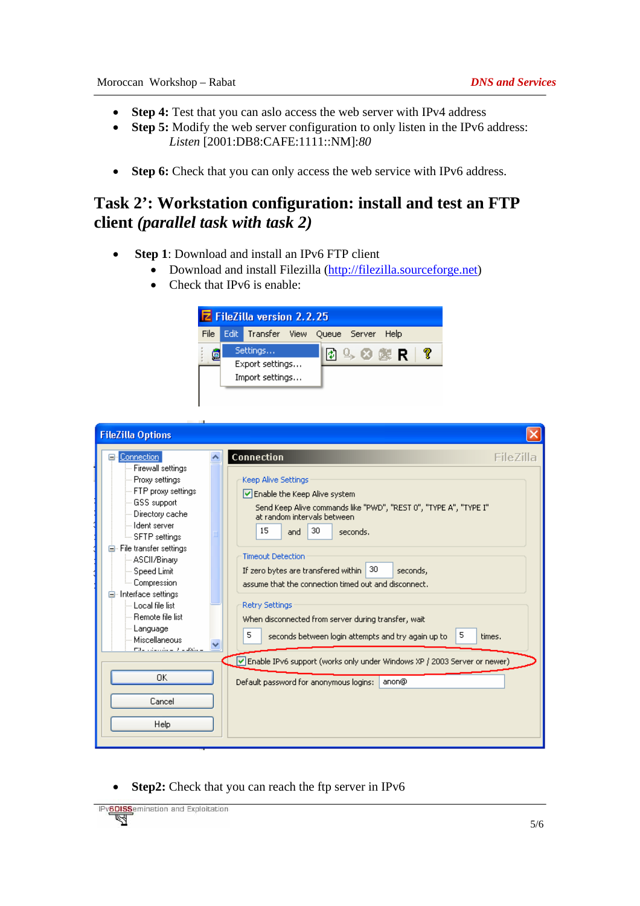- **Step 4:** Test that you can aslo access the web server with IPv4 address
- **Step 5:** Modify the web server configuration to only listen in the IPv6 address:
  *Listen* [2001:DB8:CAFE:1111::NM]:*80*

- **Step 6:** Check that you can only access the web service with IPv6 address.

## Task 2': Workstation configuration: install and test an FTP client *(parallel task with task 2)*

- **Step 1**: Download and install an IPv6 FTP client
  - Download and install Filezilla (http://filezilla.sourceforge.net)
  - Check that IPv6 is enable:

- **Step2:** Check that you can reach the ftp server in IPv6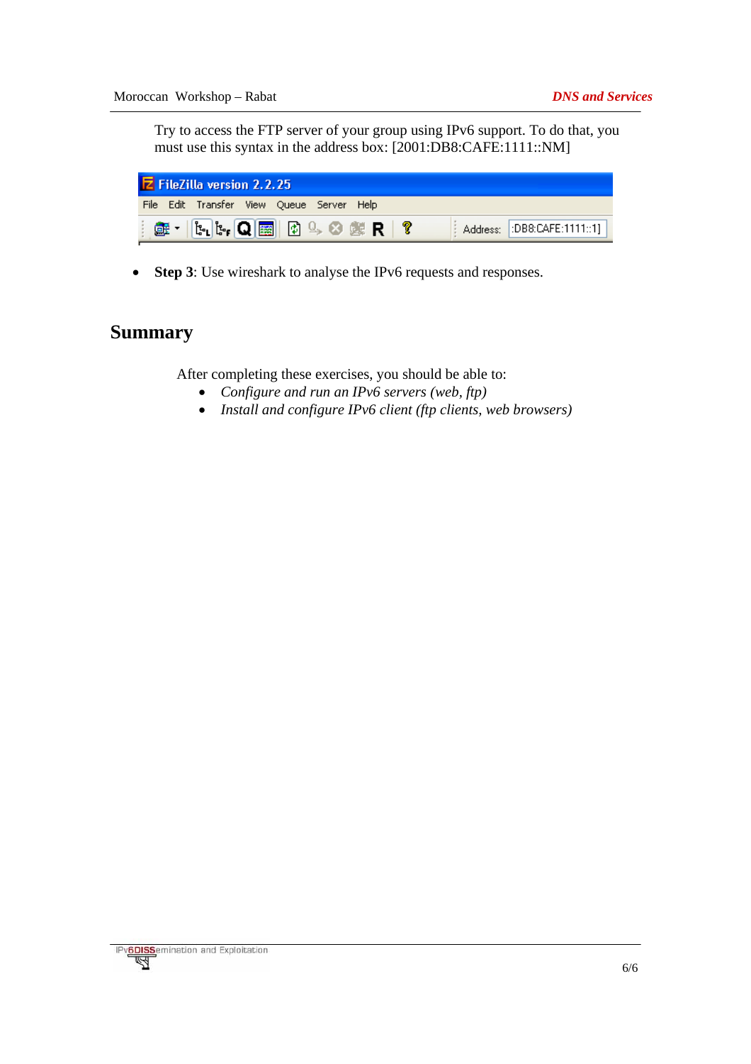Try to access the FTP server of your group using IPv6 support. To do that, you must use this syntax in the address box: [2001:DB8:CAFE:1111::NM]

- **Step 3**: Use wireshark to analyse the IPv6 requests and responses.

# Summary

After completing these exercises, you should be able to:

- *Configure and run an IPv6 servers (web, ftp)*
- *Install and configure IPv6 client (ftp clients, web browsers)*